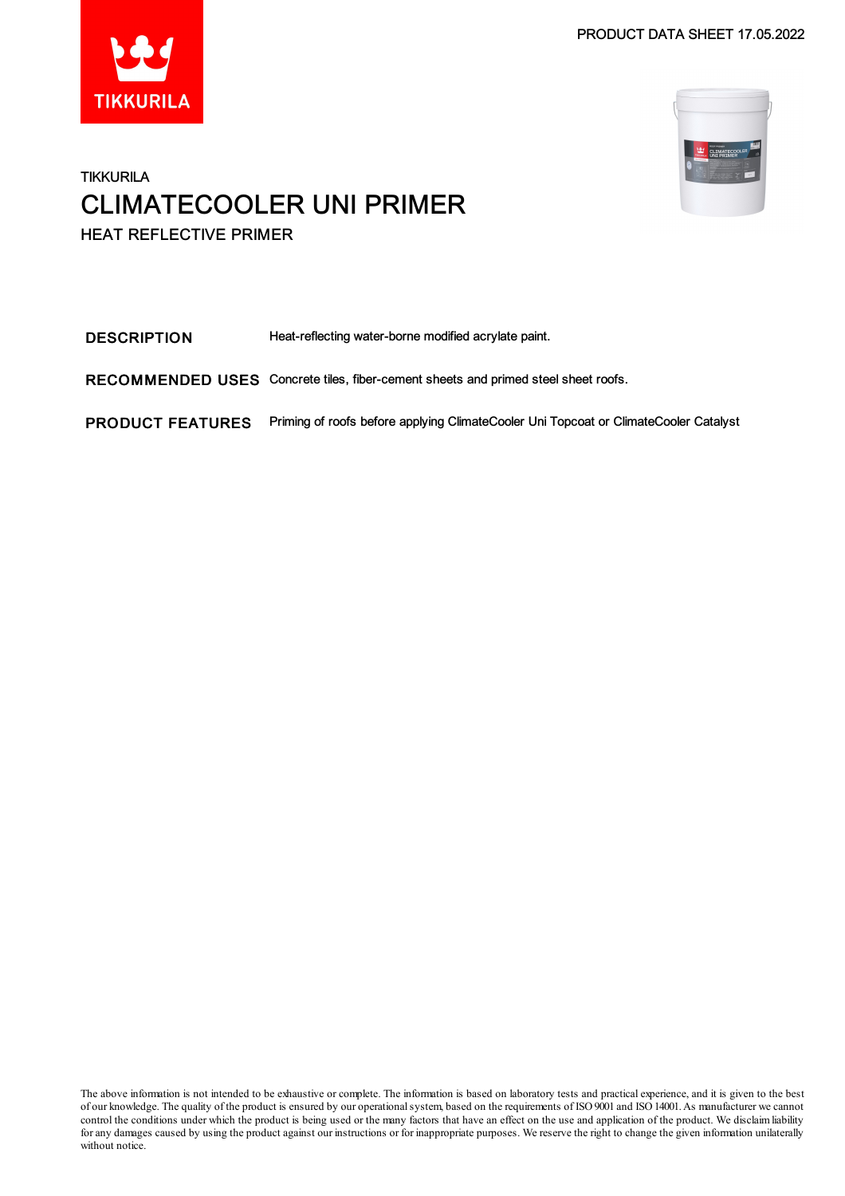PRODUCT DATA SHEET 17.05.2022

TIKKURILA

# CLIMATECOOLER UNI PRIMER

HEAT REFLECTIVE PRIMER

| | |
|---|---|
| **DESCRIPTION** | Heat-reflecting water-borne modified acrylate paint. |
| **RECOMMENDED USES** | Concrete tiles, fiber-cement sheets and primed steel sheet roofs. |
| **PRODUCT FEATURES** | Priming of roofs before applying ClimateCooler Uni Topcoat or ClimateCooler Catalyst |

The above information is not intended to be exhaustive or complete. The information is based on laboratory tests and practical experience, and it is given to the best of our knowledge. The quality of the product is ensured by our operational system, based on the requirements of ISO 9001 and ISO 14001. As manufacturer we cannot control the conditions under which the product is being used or the many factors that have an effect on the use and application of the product. We disclaim liability for any damages caused by using the product against our instructions or for inappropriate purposes. We reserve the right to change the given information unilaterally without notice.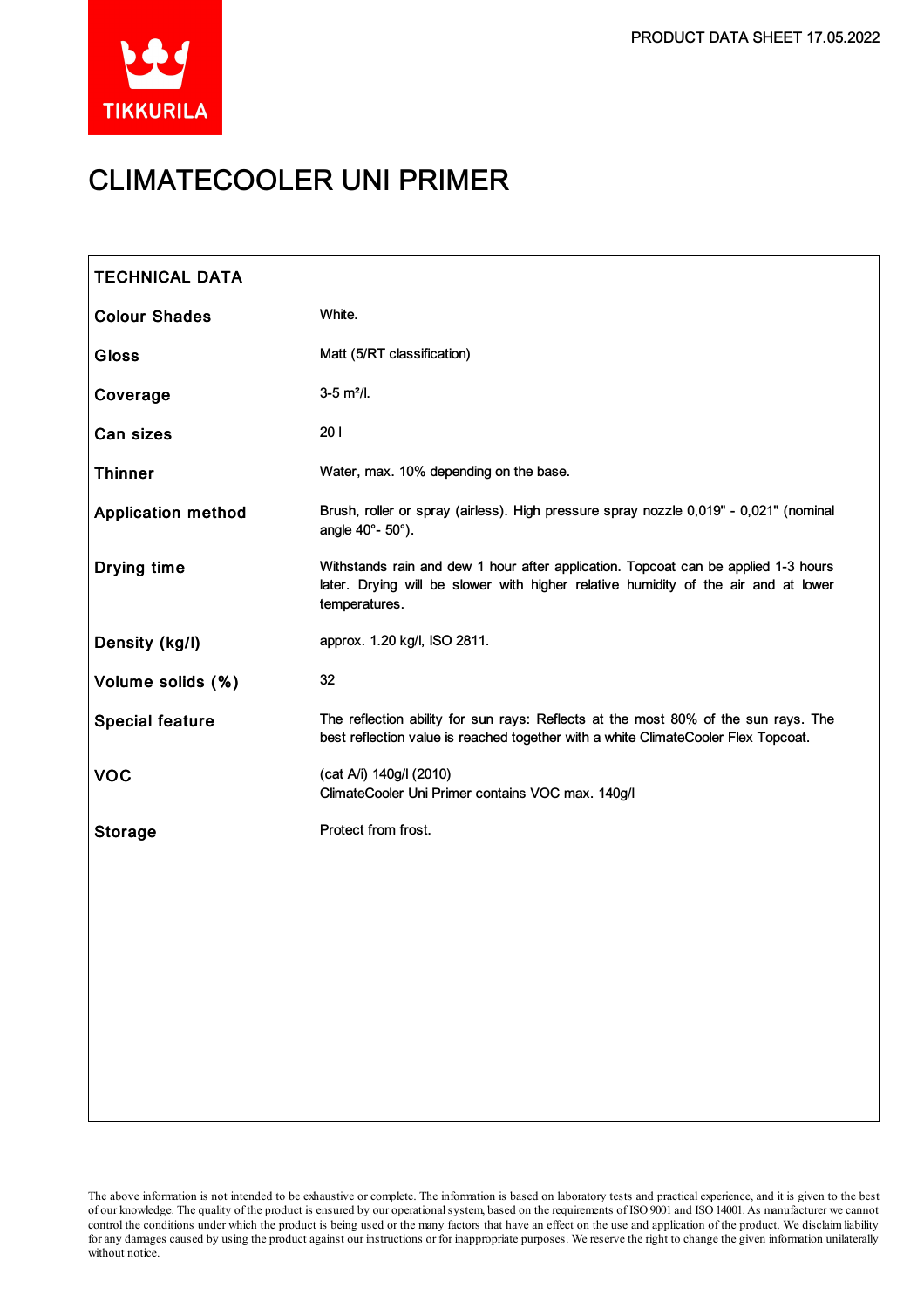PRODUCT DATA SHEET 17.05.2022

TIKKURILA

# CLIMATECOOLER UNI PRIMER

## TECHNICAL DATA

| | |
|---|---|
| **Colour Shades** | White. |
| **Gloss** | Matt (5/RT classification) |
| **Coverage** | 3-5 m²/l. |
| **Can sizes** | 20 l |
| **Thinner** | Water, max. 10% depending on the base. |
| **Application method** | Brush, roller or spray (airless). High pressure spray nozzle 0,019" - 0,021" (nominal angle 40°- 50°). |
| **Drying time** | Withstands rain and dew 1 hour after application. Topcoat can be applied 1-3 hours later. Drying will be slower with higher relative humidity of the air and at lower temperatures. |
| **Density (kg/l)** | approx. 1.20 kg/l, ISO 2811. |
| **Volume solids (%)** | 32 |
| **Special feature** | The reflection ability for sun rays: Reflects at the most 80% of the sun rays. The best reflection value is reached together with a white ClimateCooler Flex Topcoat. |
| **VOC** | (cat A/i) 140g/l (2010)<br>ClimateCooler Uni Primer contains VOC max. 140g/l |
| **Storage** | Protect from frost. |

The above information is not intended to be exhaustive or complete. The information is based on laboratory tests and practical experience, and it is given to the best of our knowledge. The quality of the product is ensured by our operational system, based on the requirements of ISO 9001 and ISO 14001. As manufacturer we cannot control the conditions under which the product is being used or the many factors that have an effect on the use and application of the product. We disclaim liability for any damages caused by using the product against our instructions or for inappropriate purposes. We reserve the right to change the given information unilaterally without notice.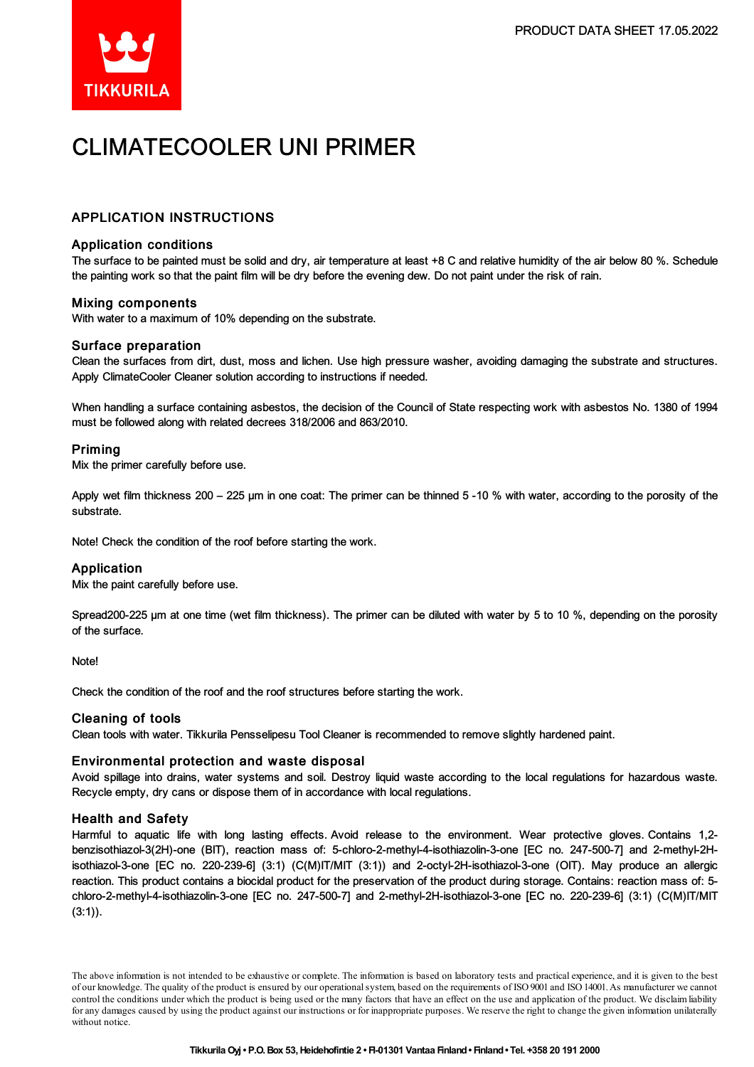# CLIMATECOOLER UNI PRIMER

## APPLICATION INSTRUCTIONS

### Application conditions

The surface to be painted must be solid and dry, air temperature at least +8 C and relative humidity of the air below 80 %. Schedule the painting work so that the paint film will be dry before the evening dew. Do not paint under the risk of rain.

### Mixing components

With water to a maximum of 10% depending on the substrate.

### Surface preparation

Clean the surfaces from dirt, dust, moss and lichen. Use high pressure washer, avoiding damaging the substrate and structures. Apply ClimateCooler Cleaner solution according to instructions if needed.

When handling a surface containing asbestos, the decision of the Council of State respecting work with asbestos No. 1380 of 1994 must be followed along with related decrees 318/2006 and 863/2010.

### Priming

Mix the primer carefully before use.

Apply wet film thickness 200 – 225 µm in one coat: The primer can be thinned 5 -10 % with water, according to the porosity of the substrate.

Note! Check the condition of the roof before starting the work.

### Application

Mix the paint carefully before use.

Spread200-225 µm at one time (wet film thickness). The primer can be diluted with water by 5 to 10 %, depending on the porosity of the surface.

Note!

Check the condition of the roof and the roof structures before starting the work.

### Cleaning of tools

Clean tools with water. Tikkurila Pensselipesu Tool Cleaner is recommended to remove slightly hardened paint.

### Environmental protection and waste disposal

Avoid spillage into drains, water systems and soil. Destroy liquid waste according to the local regulations for hazardous waste. Recycle empty, dry cans or dispose them of in accordance with local regulations.

### Health and Safety

Harmful to aquatic life with long lasting effects. Avoid release to the environment. Wear protective gloves. Contains 1,2-benzisothiazol-3(2H)-one (BIT), reaction mass of: 5-chloro-2-methyl-4-isothiazolin-3-one [EC no. 247-500-7] and 2-methyl-2H-isothiazol-3-one [EC no. 220-239-6] (3:1) (C(M)IT/MIT (3:1)) and 2-octyl-2H-isothiazol-3-one (OIT). May produce an allergic reaction. This product contains a biocidal product for the preservation of the product during storage. Contains: reaction mass of: 5-chloro-2-methyl-4-isothiazolin-3-one [EC no. 247-500-7] and 2-methyl-2H-isothiazol-3-one [EC no. 220-239-6] (3:1) (C(M)IT/MIT (3:1)).

The above information is not intended to be exhaustive or complete. The information is based on laboratory tests and practical experience, and it is given to the best of our knowledge. The quality of the product is ensured by our operational system, based on the requirements of ISO 9001 and ISO 14001. As manufacturer we cannot control the conditions under which the product is being used or the many factors that have an effect on the use and application of the product. We disclaim liability for any damages caused by using the product against our instructions or for inappropriate purposes. We reserve the right to change the given information unilaterally without notice.